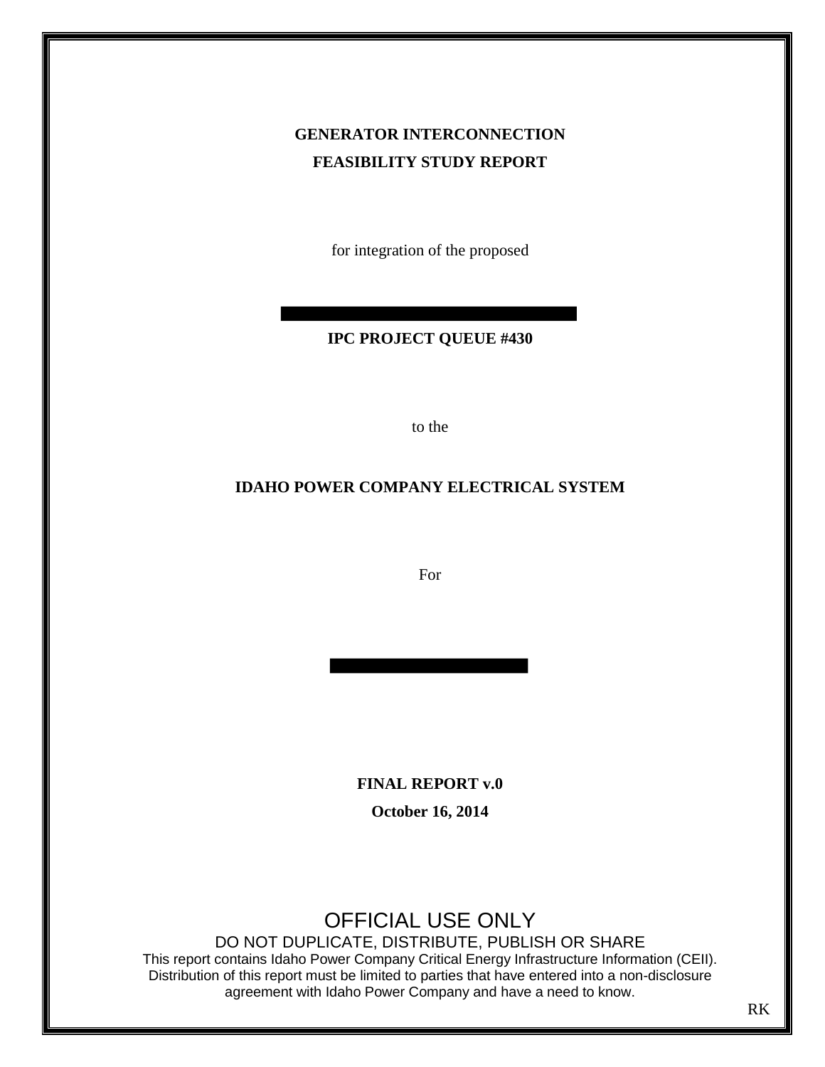**GENERATOR INTERCONNECTION**

**FEASIBILITY STUDY REPORT**

for integration of the proposed

**IPC PROJECT QUEUE #430**

to the

**IDAHO POWER COMPANY ELECTRICAL SYSTEM**

For

**FINAL REPORT v.0**

**October 16, 2014**

OFFICIAL USE ONLY

DO NOT DUPLICATE, DISTRIBUTE, PUBLISH OR SHARE

This report contains Idaho Power Company Critical Energy Infrastructure Information (CEII). Distribution of this report must be limited to parties that have entered into a non-disclosure agreement with Idaho Power Company and have a need to know.

RK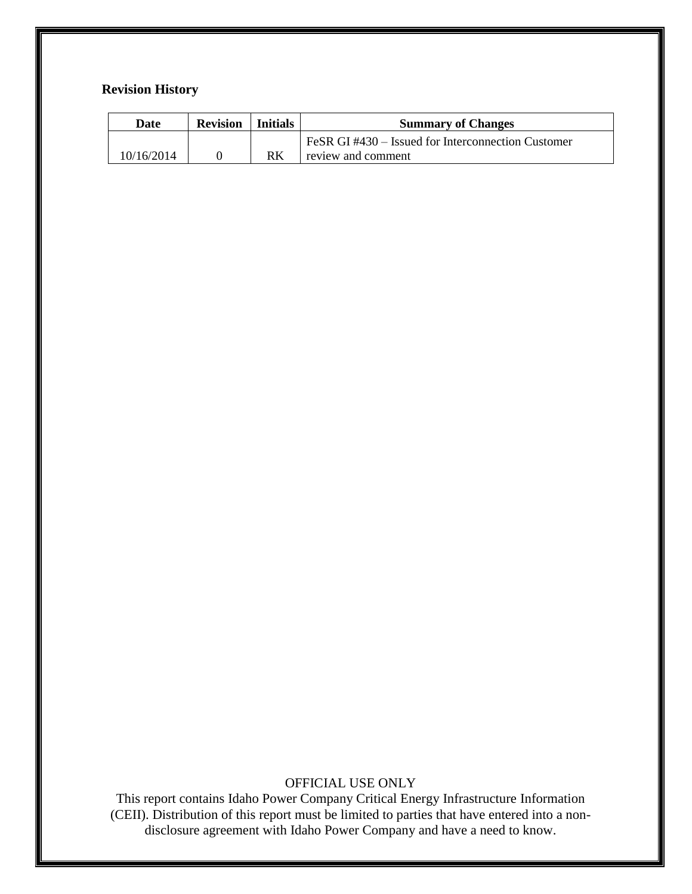**Revision History**

| Date | Revision | Initials | Summary of Changes |
| --- | --- | --- | --- |
| 10/16/2014 | 0 | RK | FeSR GI #430 – Issued for Interconnection Customer review and comment |

OFFICIAL USE ONLY
This report contains Idaho Power Company Critical Energy Infrastructure Information (CEII). Distribution of this report must be limited to parties that have entered into a non-disclosure agreement with Idaho Power Company and have a need to know.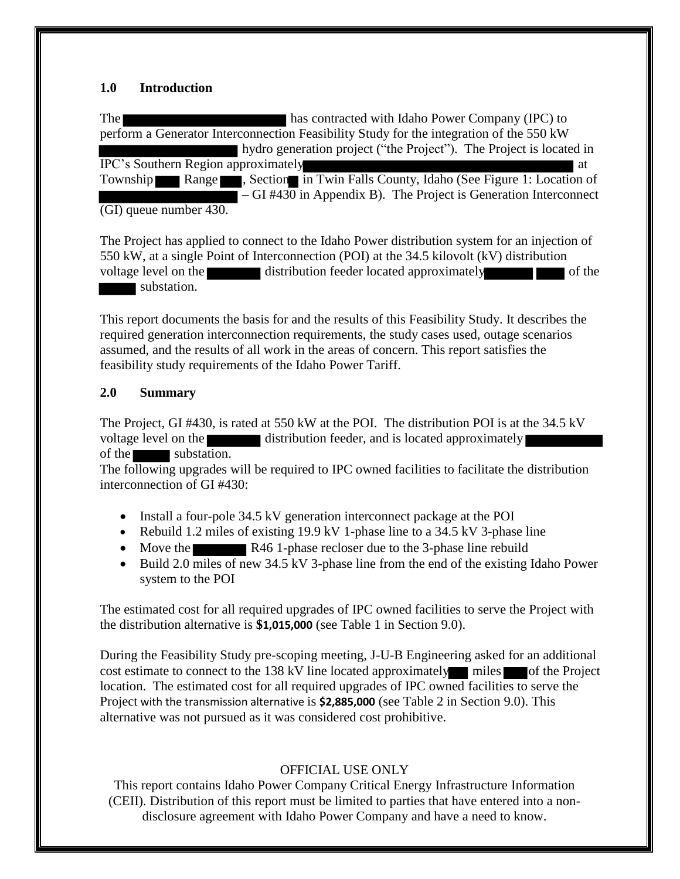## 1.0 Introduction

The [redacted] has contracted with Idaho Power Company (IPC) to perform a Generator Interconnection Feasibility Study for the integration of the 550 kW [redacted] hydro generation project ("the Project"). The Project is located in IPC's Southern Region approximately [redacted] at Township [redacted] Range [redacted], Section [redacted] in Twin Falls County, Idaho (See Figure 1: Location of [redacted] – GI #430 in Appendix B). The Project is Generation Interconnect (GI) queue number 430.

The Project has applied to connect to the Idaho Power distribution system for an injection of 550 kW, at a single Point of Interconnection (POI) at the 34.5 kilovolt (kV) distribution voltage level on the [redacted] distribution feeder located approximately [redacted] [redacted] of the [redacted] substation.

This report documents the basis for and the results of this Feasibility Study. It describes the required generation interconnection requirements, the study cases used, outage scenarios assumed, and the results of all work in the areas of concern. This report satisfies the feasibility study requirements of the Idaho Power Tariff.

## 2.0 Summary

The Project, GI #430, is rated at 550 kW at the POI. The distribution POI is at the 34.5 kV voltage level on the [redacted] distribution feeder, and is located approximately [redacted] of the [redacted] substation.

The following upgrades will be required to IPC owned facilities to facilitate the distribution interconnection of GI #430:

- Install a four-pole 34.5 kV generation interconnect package at the POI
- Rebuild 1.2 miles of existing 19.9 kV 1-phase line to a 34.5 kV 3-phase line
- Move the [redacted] R46 1-phase recloser due to the 3-phase line rebuild
- Build 2.0 miles of new 34.5 kV 3-phase line from the end of the existing Idaho Power system to the POI

The estimated cost for all required upgrades of IPC owned facilities to serve the Project with the distribution alternative is **$1,015,000** (see Table 1 in Section 9.0).

During the Feasibility Study pre-scoping meeting, J-U-B Engineering asked for an additional cost estimate to connect to the 138 kV line located approximately [redacted] miles [redacted] of the Project location. The estimated cost for all required upgrades of IPC owned facilities to serve the Project with the transmission alternative is **$2,885,000** (see Table 2 in Section 9.0). This alternative was not pursued as it was considered cost prohibitive.

OFFICIAL USE ONLY

This report contains Idaho Power Company Critical Energy Infrastructure Information (CEII). Distribution of this report must be limited to parties that have entered into a non-disclosure agreement with Idaho Power Company and have a need to know.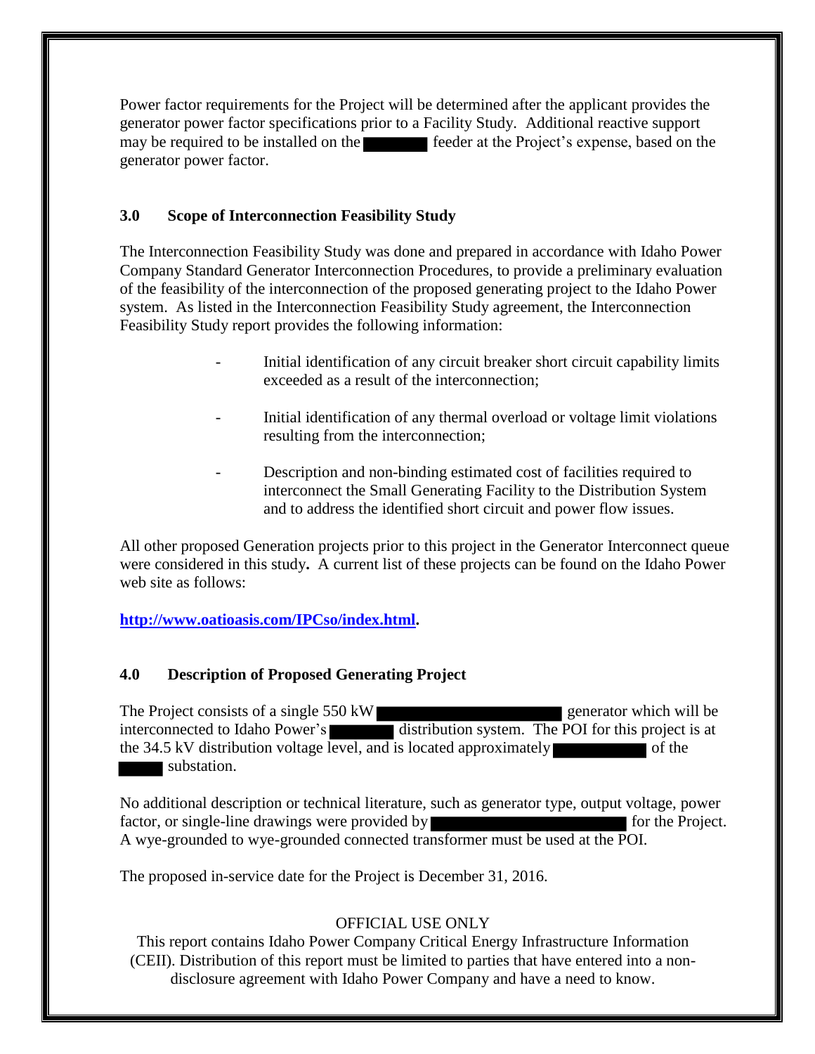Power factor requirements for the Project will be determined after the applicant provides the generator power factor specifications prior to a Facility Study. Additional reactive support may be required to be installed on the ████ feeder at the Project's expense, based on the generator power factor.

### 3.0 Scope of Interconnection Feasibility Study

The Interconnection Feasibility Study was done and prepared in accordance with Idaho Power Company Standard Generator Interconnection Procedures, to provide a preliminary evaluation of the feasibility of the interconnection of the proposed generating project to the Idaho Power system. As listed in the Interconnection Feasibility Study agreement, the Interconnection Feasibility Study report provides the following information:

- Initial identification of any circuit breaker short circuit capability limits exceeded as a result of the interconnection;
- Initial identification of any thermal overload or voltage limit violations resulting from the interconnection;
- Description and non-binding estimated cost of facilities required to interconnect the Small Generating Facility to the Distribution System and to address the identified short circuit and power flow issues.

All other proposed Generation projects prior to this project in the Generator Interconnect queue were considered in this study**.** A current list of these projects can be found on the Idaho Power web site as follows:

**http://www.oatioasis.com/IPCso/index.html.**

### 4.0 Description of Proposed Generating Project

The Project consists of a single 550 kW ████ generator which will be interconnected to Idaho Power's ████ distribution system. The POI for this project is at the 34.5 kV distribution voltage level, and is located approximately ████ of the ████ substation.

No additional description or technical literature, such as generator type, output voltage, power factor, or single-line drawings were provided by ████ for the Project. A wye-grounded to wye-grounded connected transformer must be used at the POI.

The proposed in-service date for the Project is December 31, 2016.

OFFICIAL USE ONLY
This report contains Idaho Power Company Critical Energy Infrastructure Information (CEII). Distribution of this report must be limited to parties that have entered into a non-disclosure agreement with Idaho Power Company and have a need to know.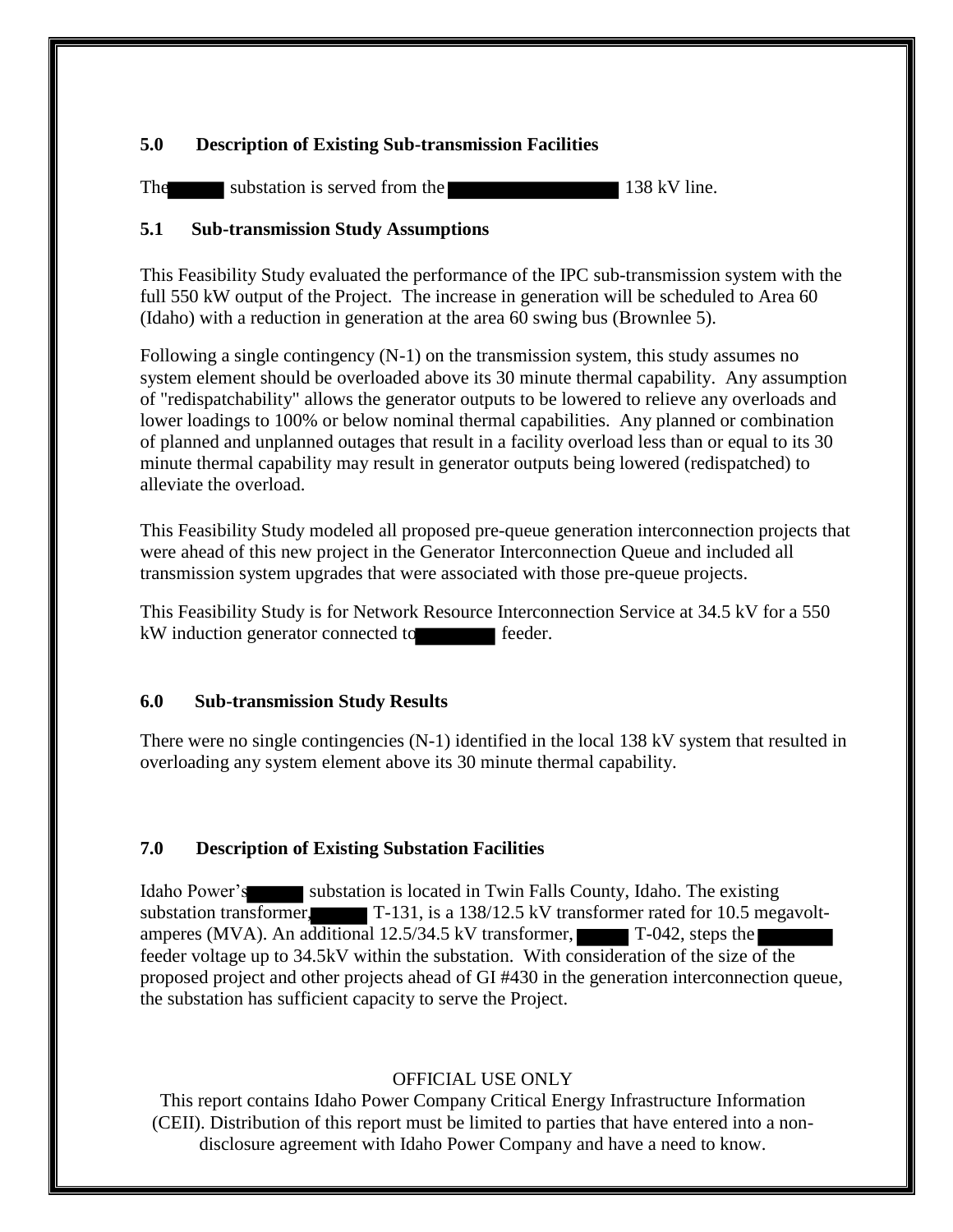## 5.0 Description of Existing Sub-transmission Facilities

The substation is served from the 138 kV line.

### 5.1 Sub-transmission Study Assumptions

This Feasibility Study evaluated the performance of the IPC sub-transmission system with the full 550 kW output of the Project. The increase in generation will be scheduled to Area 60 (Idaho) with a reduction in generation at the area 60 swing bus (Brownlee 5).

Following a single contingency (N-1) on the transmission system, this study assumes no system element should be overloaded above its 30 minute thermal capability. Any assumption of "redispatchability" allows the generator outputs to be lowered to relieve any overloads and lower loadings to 100% or below nominal thermal capabilities. Any planned or combination of planned and unplanned outages that result in a facility overload less than or equal to its 30 minute thermal capability may result in generator outputs being lowered (redispatched) to alleviate the overload.

This Feasibility Study modeled all proposed pre-queue generation interconnection projects that were ahead of this new project in the Generator Interconnection Queue and included all transmission system upgrades that were associated with those pre-queue projects.

This Feasibility Study is for Network Resource Interconnection Service at 34.5 kV for a 550 kW induction generator connected to feeder.

## 6.0 Sub-transmission Study Results

There were no single contingencies (N-1) identified in the local 138 kV system that resulted in overloading any system element above its 30 minute thermal capability.

## 7.0 Description of Existing Substation Facilities

Idaho Power's substation is located in Twin Falls County, Idaho. The existing substation transformer, T-131, is a 138/12.5 kV transformer rated for 10.5 megavolt-amperes (MVA). An additional 12.5/34.5 kV transformer, T-042, steps the feeder voltage up to 34.5kV within the substation. With consideration of the size of the proposed project and other projects ahead of GI #430 in the generation interconnection queue, the substation has sufficient capacity to serve the Project.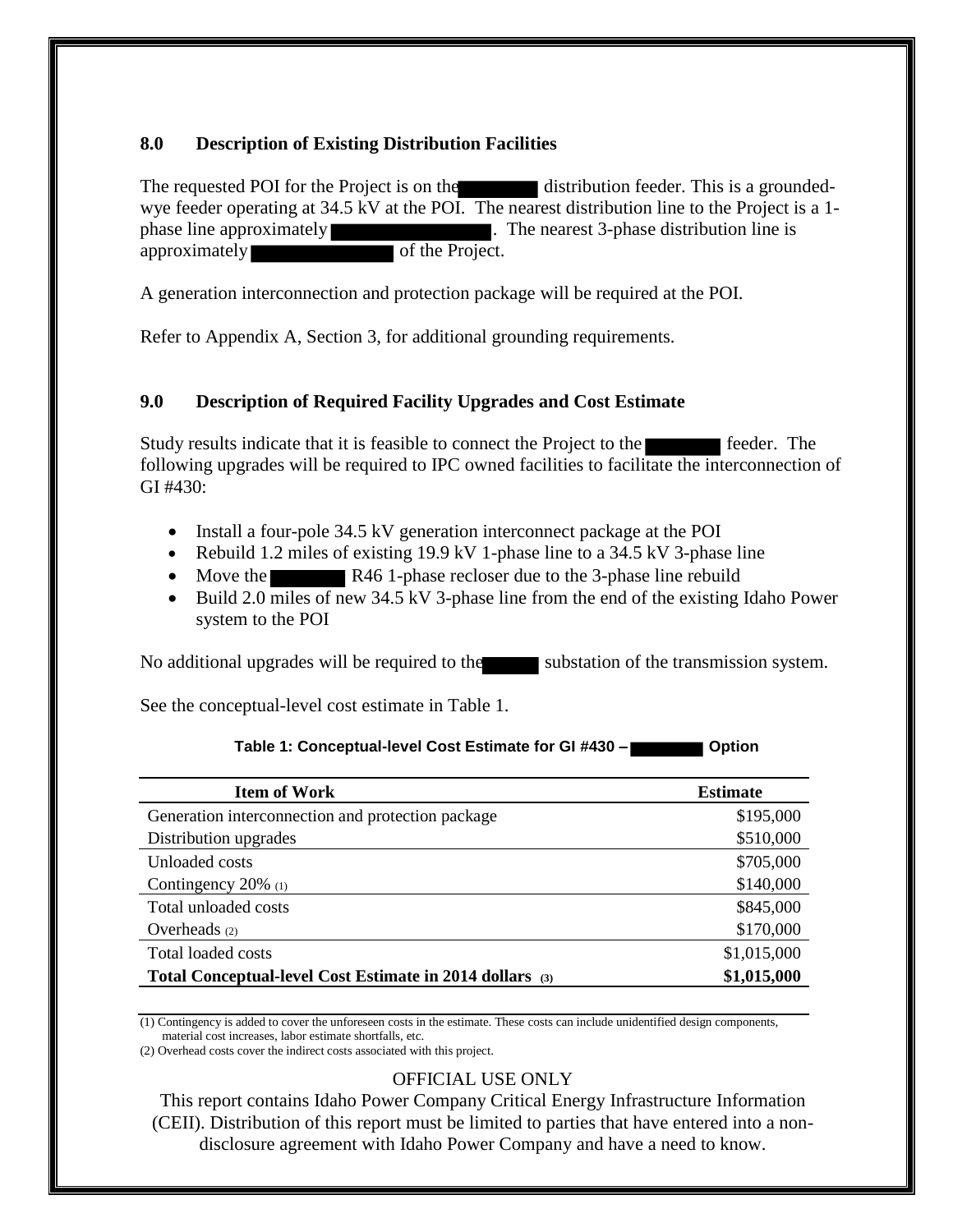## 8.0 Description of Existing Distribution Facilities

The requested POI for the Project is on the ██████ distribution feeder. This is a grounded-wye feeder operating at 34.5 kV at the POI. The nearest distribution line to the Project is a 1-phase line approximately ████████████. The nearest 3-phase distribution line is approximately ███████████ of the Project.

A generation interconnection and protection package will be required at the POI.

Refer to Appendix A, Section 3, for additional grounding requirements.

## 9.0 Description of Required Facility Upgrades and Cost Estimate

Study results indicate that it is feasible to connect the Project to the ██████ feeder. The following upgrades will be required to IPC owned facilities to facilitate the interconnection of GI #430:

- Install a four-pole 34.5 kV generation interconnect package at the POI
- Rebuild 1.2 miles of existing 19.9 kV 1-phase line to a 34.5 kV 3-phase line
- Move the ██████ R46 1-phase recloser due to the 3-phase line rebuild
- Build 2.0 miles of new 34.5 kV 3-phase line from the end of the existing Idaho Power system to the POI

No additional upgrades will be required to the █████ substation of the transmission system.

See the conceptual-level cost estimate in Table 1.

**Table 1: Conceptual-level Cost Estimate for GI #430 – ██████ Option**

| Item of Work | Estimate |
|---|---|
| Generation interconnection and protection package | \$195,000 |
| Distribution upgrades | \$510,000 |
| Unloaded costs | \$705,000 |
| Contingency 20% (1) | \$140,000 |
| Total unloaded costs | \$845,000 |
| Overheads (2) | \$170,000 |
| Total loaded costs | \$1,015,000 |
| **Total Conceptual-level Cost Estimate in 2014 dollars (3)** | **\$1,015,000** |

(1) Contingency is added to cover the unforeseen costs in the estimate. These costs can include unidentified design components, material cost increases, labor estimate shortfalls, etc.

(2) Overhead costs cover the indirect costs associated with this project.

OFFICIAL USE ONLY

This report contains Idaho Power Company Critical Energy Infrastructure Information (CEII). Distribution of this report must be limited to parties that have entered into a non-disclosure agreement with Idaho Power Company and have a need to know.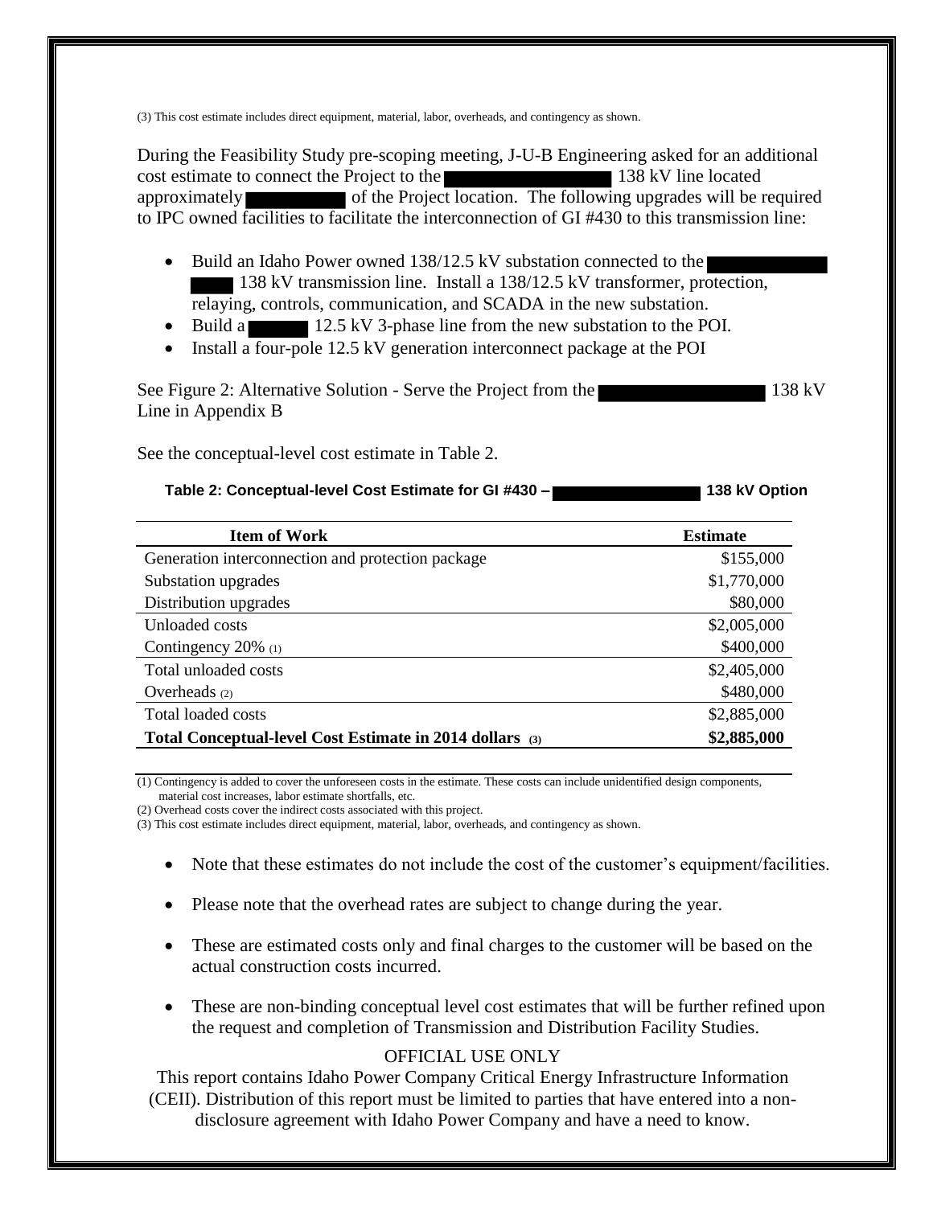(3) This cost estimate includes direct equipment, material, labor, overheads, and contingency as shown.

During the Feasibility Study pre-scoping meeting, J-U-B Engineering asked for an additional cost estimate to connect the Project to the ██████████ 138 kV line located approximately ██████ of the Project location. The following upgrades will be required to IPC owned facilities to facilitate the interconnection of GI #430 to this transmission line:

- Build an Idaho Power owned 138/12.5 kV substation connected to the ██████ ███ 138 kV transmission line. Install a 138/12.5 kV transformer, protection, relaying, controls, communication, and SCADA in the new substation.
- Build a ████ 12.5 kV 3-phase line from the new substation to the POI.
- Install a four-pole 12.5 kV generation interconnect package at the POI

See Figure 2: Alternative Solution - Serve the Project from the ██████████ 138 kV Line in Appendix B

See the conceptual-level cost estimate in Table 2.

**Table 2: Conceptual-level Cost Estimate for GI #430 – ██████████ 138 kV Option**

| Item of Work | Estimate |
|---|---|
| Generation interconnection and protection package | $155,000 |
| Substation upgrades | $1,770,000 |
| Distribution upgrades | $80,000 |
| Unloaded costs | $2,005,000 |
| Contingency 20% (1) | $400,000 |
| Total unloaded costs | $2,405,000 |
| Overheads (2) | $480,000 |
| Total loaded costs | $2,885,000 |
| **Total Conceptual-level Cost Estimate in 2014 dollars (3)** | **$2,885,000** |

(1) Contingency is added to cover the unforeseen costs in the estimate. These costs can include unidentified design components, material cost increases, labor estimate shortfalls, etc.

(2) Overhead costs cover the indirect costs associated with this project.

(3) This cost estimate includes direct equipment, material, labor, overheads, and contingency as shown.

- Note that these estimates do not include the cost of the customer's equipment/facilities.
- Please note that the overhead rates are subject to change during the year.
- These are estimated costs only and final charges to the customer will be based on the actual construction costs incurred.
- These are non-binding conceptual level cost estimates that will be further refined upon the request and completion of Transmission and Distribution Facility Studies.

OFFICIAL USE ONLY

This report contains Idaho Power Company Critical Energy Infrastructure Information (CEII). Distribution of this report must be limited to parties that have entered into a non-disclosure agreement with Idaho Power Company and have a need to know.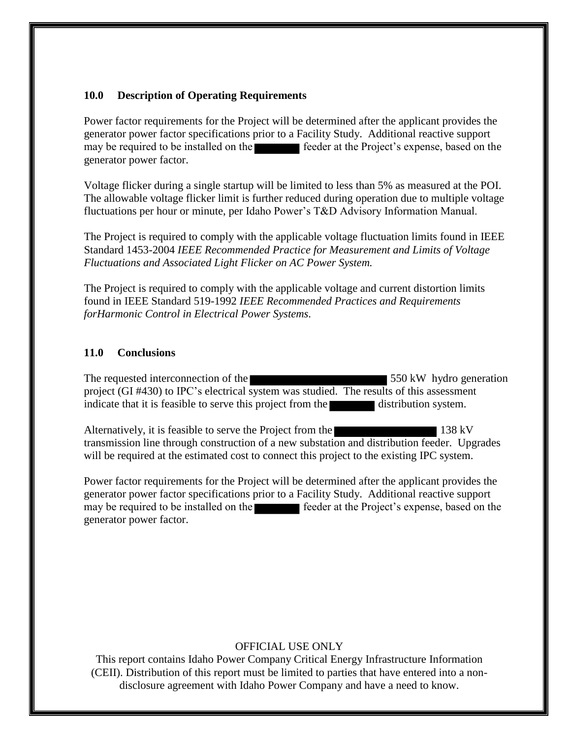### 10.0 Description of Operating Requirements

Power factor requirements for the Project will be determined after the applicant provides the generator power factor specifications prior to a Facility Study. Additional reactive support may be required to be installed on the ████████ feeder at the Project's expense, based on the generator power factor.

Voltage flicker during a single startup will be limited to less than 5% as measured at the POI. The allowable voltage flicker limit is further reduced during operation due to multiple voltage fluctuations per hour or minute, per Idaho Power's T&D Advisory Information Manual.

The Project is required to comply with the applicable voltage fluctuation limits found in IEEE Standard 1453-2004 *IEEE Recommended Practice for Measurement and Limits of Voltage Fluctuations and Associated Light Flicker on AC Power System.*

The Project is required to comply with the applicable voltage and current distortion limits found in IEEE Standard 519-1992 *IEEE Recommended Practices and Requirements forHarmonic Control in Electrical Power Systems.*

### 11.0 Conclusions

The requested interconnection of the ████████████████████ 550 kW hydro generation project (GI #430) to IPC's electrical system was studied. The results of this assessment indicate that it is feasible to serve this project from the ████████ distribution system.

Alternatively, it is feasible to serve the Project from the ████████████████ 138 kV transmission line through construction of a new substation and distribution feeder. Upgrades will be required at the estimated cost to connect this project to the existing IPC system.

Power factor requirements for the Project will be determined after the applicant provides the generator power factor specifications prior to a Facility Study. Additional reactive support may be required to be installed on the ████████ feeder at the Project's expense, based on the generator power factor.

OFFICIAL USE ONLY

This report contains Idaho Power Company Critical Energy Infrastructure Information (CEII). Distribution of this report must be limited to parties that have entered into a non-disclosure agreement with Idaho Power Company and have a need to know.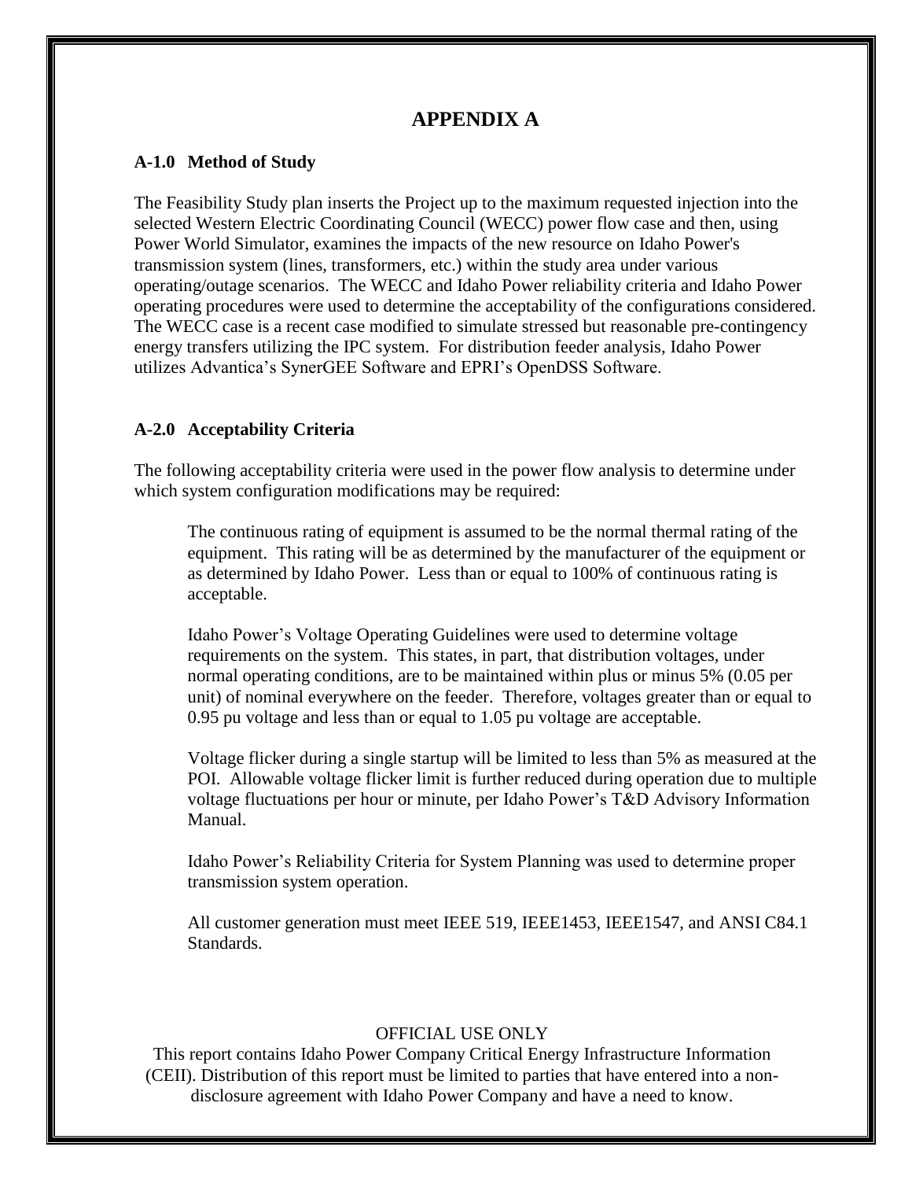# APPENDIX A

### A-1.0 Method of Study

The Feasibility Study plan inserts the Project up to the maximum requested injection into the selected Western Electric Coordinating Council (WECC) power flow case and then, using Power World Simulator, examines the impacts of the new resource on Idaho Power's transmission system (lines, transformers, etc.) within the study area under various operating/outage scenarios. The WECC and Idaho Power reliability criteria and Idaho Power operating procedures were used to determine the acceptability of the configurations considered. The WECC case is a recent case modified to simulate stressed but reasonable pre-contingency energy transfers utilizing the IPC system. For distribution feeder analysis, Idaho Power utilizes Advantica's SynerGEE Software and EPRI's OpenDSS Software.

### A-2.0 Acceptability Criteria

The following acceptability criteria were used in the power flow analysis to determine under which system configuration modifications may be required:

The continuous rating of equipment is assumed to be the normal thermal rating of the equipment. This rating will be as determined by the manufacturer of the equipment or as determined by Idaho Power. Less than or equal to 100% of continuous rating is acceptable.

Idaho Power's Voltage Operating Guidelines were used to determine voltage requirements on the system. This states, in part, that distribution voltages, under normal operating conditions, are to be maintained within plus or minus 5% (0.05 per unit) of nominal everywhere on the feeder. Therefore, voltages greater than or equal to 0.95 pu voltage and less than or equal to 1.05 pu voltage are acceptable.

Voltage flicker during a single startup will be limited to less than 5% as measured at the POI. Allowable voltage flicker limit is further reduced during operation due to multiple voltage fluctuations per hour or minute, per Idaho Power's T&D Advisory Information Manual.

Idaho Power's Reliability Criteria for System Planning was used to determine proper transmission system operation.

All customer generation must meet IEEE 519, IEEE1453, IEEE1547, and ANSI C84.1 Standards.

OFFICIAL USE ONLY

This report contains Idaho Power Company Critical Energy Infrastructure Information (CEII). Distribution of this report must be limited to parties that have entered into a non-disclosure agreement with Idaho Power Company and have a need to know.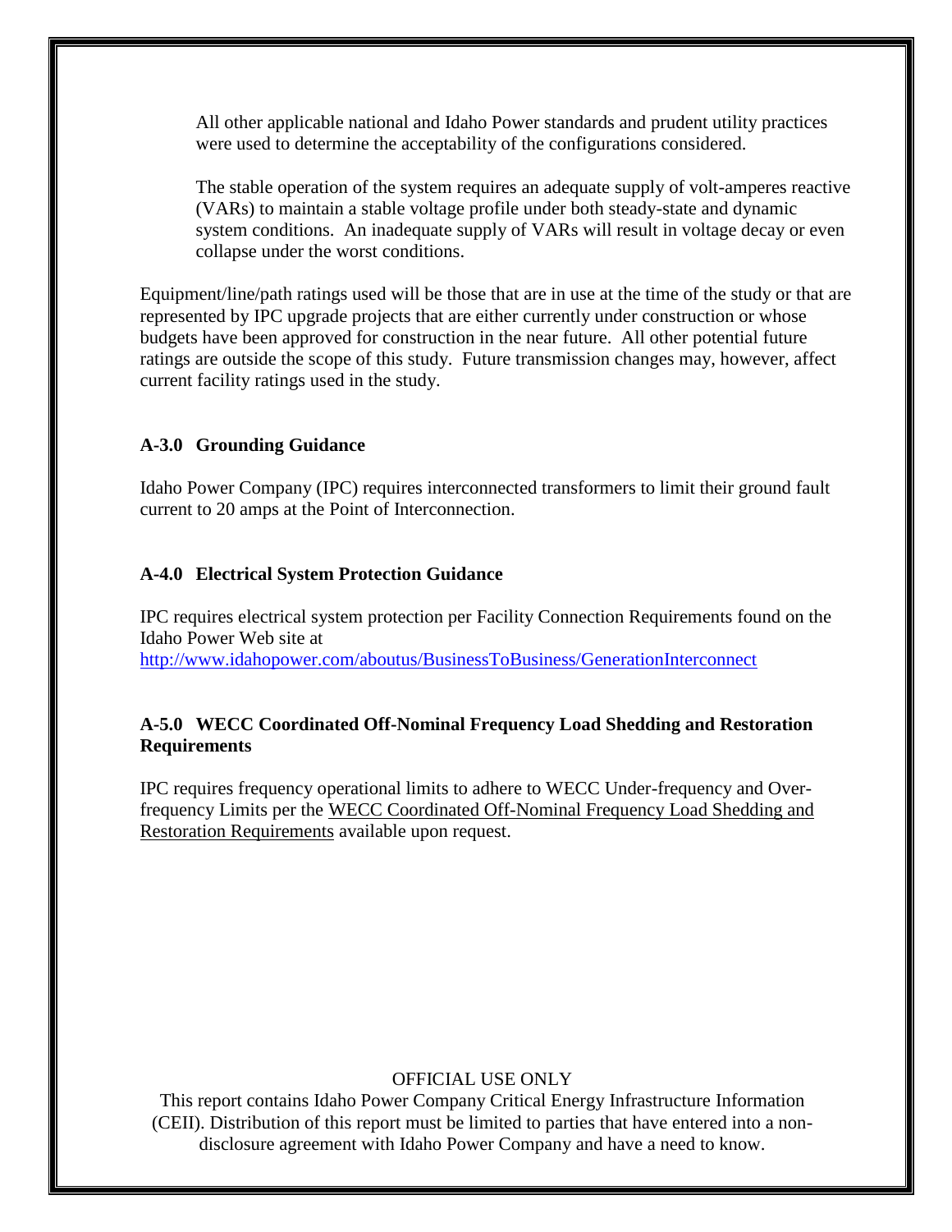All other applicable national and Idaho Power standards and prudent utility practices were used to determine the acceptability of the configurations considered.

The stable operation of the system requires an adequate supply of volt-amperes reactive (VARs) to maintain a stable voltage profile under both steady-state and dynamic system conditions. An inadequate supply of VARs will result in voltage decay or even collapse under the worst conditions.

Equipment/line/path ratings used will be those that are in use at the time of the study or that are represented by IPC upgrade projects that are either currently under construction or whose budgets have been approved for construction in the near future. All other potential future ratings are outside the scope of this study. Future transmission changes may, however, affect current facility ratings used in the study.

### A-3.0 Grounding Guidance

Idaho Power Company (IPC) requires interconnected transformers to limit their ground fault current to 20 amps at the Point of Interconnection.

### A-4.0 Electrical System Protection Guidance

IPC requires electrical system protection per Facility Connection Requirements found on the Idaho Power Web site at
http://www.idahopower.com/aboutus/BusinessToBusiness/GenerationInterconnect

### A-5.0 WECC Coordinated Off-Nominal Frequency Load Shedding and Restoration Requirements

IPC requires frequency operational limits to adhere to WECC Under-frequency and Over-frequency Limits per the WECC Coordinated Off-Nominal Frequency Load Shedding and Restoration Requirements available upon request.

OFFICIAL USE ONLY
This report contains Idaho Power Company Critical Energy Infrastructure Information (CEII). Distribution of this report must be limited to parties that have entered into a non-disclosure agreement with Idaho Power Company and have a need to know.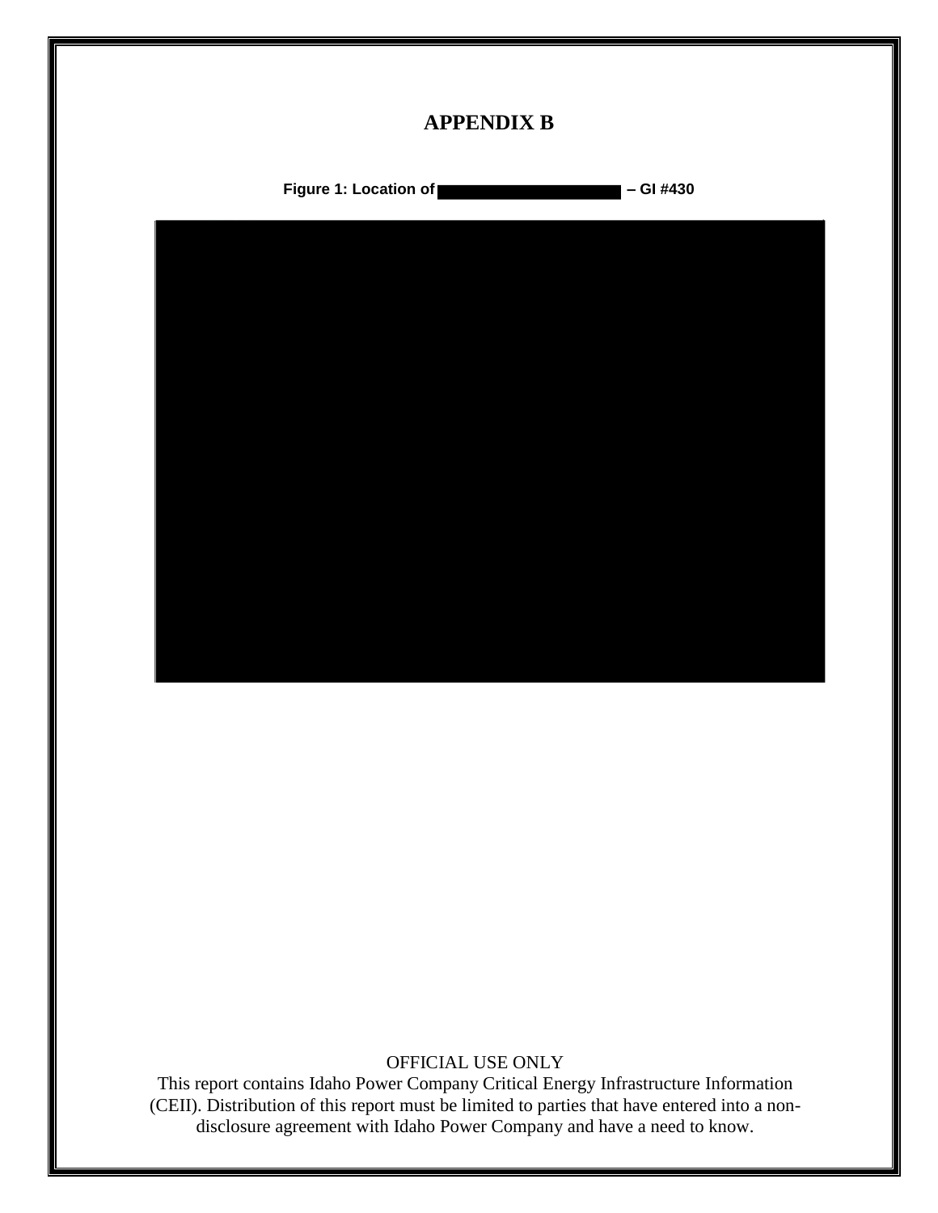# APPENDIX B

**Figure 1: Location of ████████████ – GI #430**

OFFICIAL USE ONLY
This report contains Idaho Power Company Critical Energy Infrastructure Information (CEII). Distribution of this report must be limited to parties that have entered into a non-disclosure agreement with Idaho Power Company and have a need to know.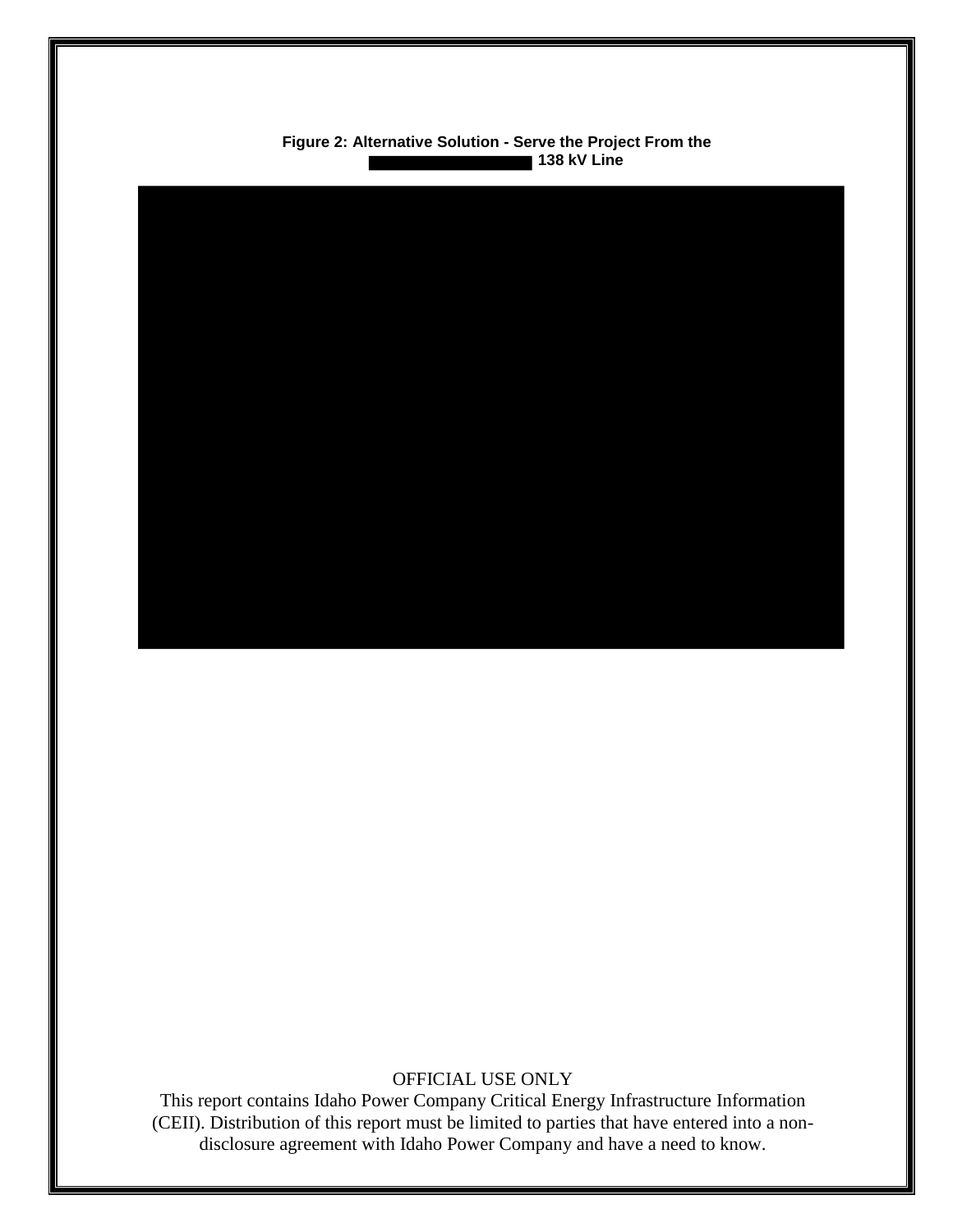**Figure 2: Alternative Solution - Serve the Project From the 138 kV Line**

OFFICIAL USE ONLY

This report contains Idaho Power Company Critical Energy Infrastructure Information (CEII). Distribution of this report must be limited to parties that have entered into a non-disclosure agreement with Idaho Power Company and have a need to know.